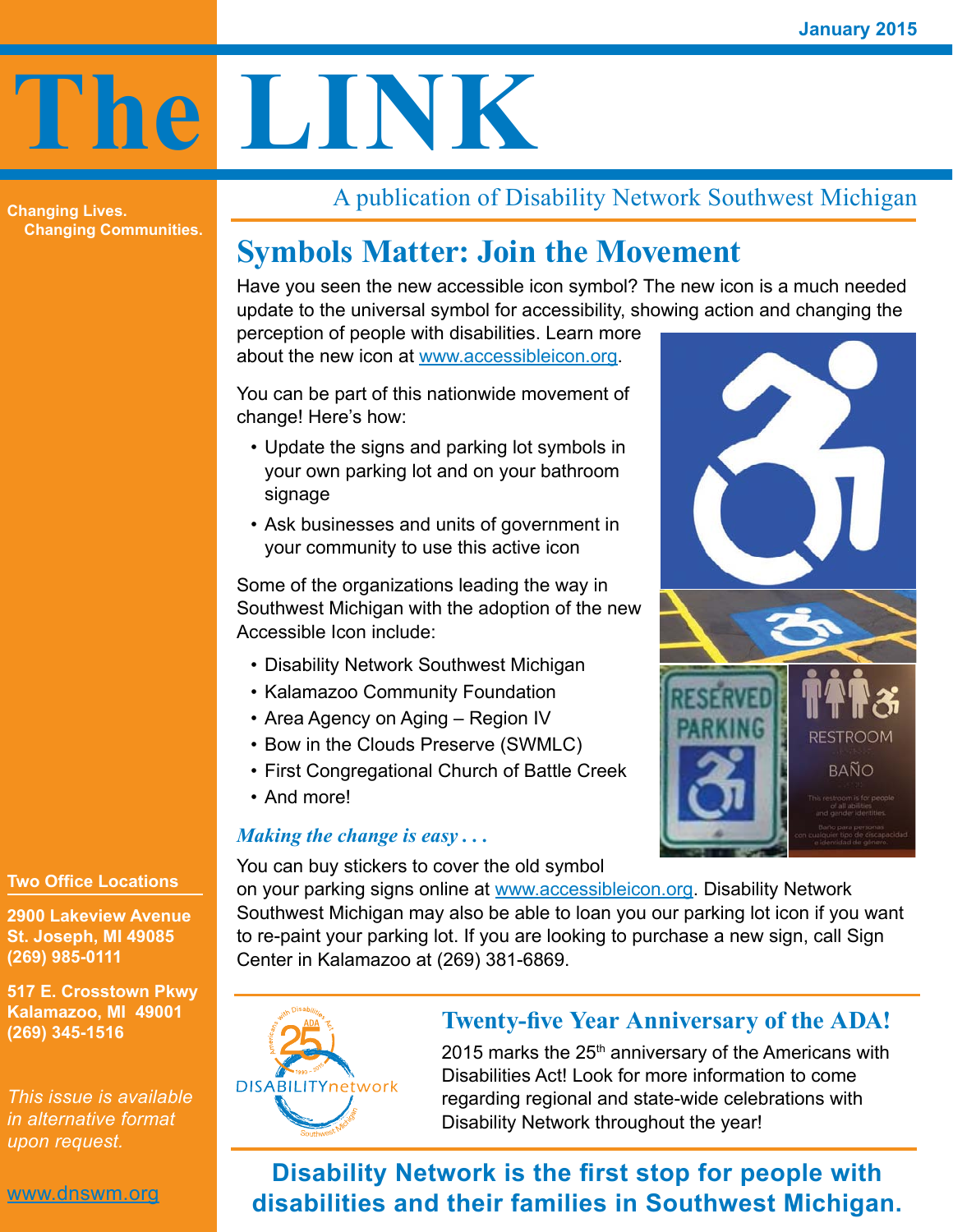January 2015

# The LINK

A publication of Disability Network Southwest Michigan

Changing Lives.
Changing Communities.

## Symbols Matter: Join the Movement

Have you seen the new accessible icon symbol? The new icon is a much needed update to the universal symbol for accessibility, showing action and changing the perception of people with disabilities. Learn more about the new icon at www.accessibleicon.org.

You can be part of this nationwide movement of change! Here's how:

- Update the signs and parking lot symbols in your own parking lot and on your bathroom signage
- Ask businesses and units of government in your community to use this active icon

Some of the organizations leading the way in Southwest Michigan with the adoption of the new Accessible Icon include:

- Disability Network Southwest Michigan
- Kalamazoo Community Foundation
- Area Agency on Aging – Region IV
- Bow in the Clouds Preserve (SWMLC)
- First Congregational Church of Battle Creek
- And more!

### *Making the change is easy . . .*

You can buy stickers to cover the old symbol on your parking signs online at www.accessibleicon.org. Disability Network Southwest Michigan may also be able to loan you our parking lot icon if you want to re-paint your parking lot. If you are looking to purchase a new sign, call Sign Center in Kalamazoo at (269) 381-6869.

## Twenty-five Year Anniversary of the ADA!

2015 marks the 25th anniversary of the Americans with Disabilities Act! Look for more information to come regarding regional and state-wide celebrations with Disability Network throughout the year!

**Disability Network is the first stop for people with disabilities and their families in Southwest Michigan.**

**Two Office Locations**

**2900 Lakeview Avenue**
**St. Joseph, MI 49085**
**(269) 985-0111**

**517 E. Crosstown Pkwy**
**Kalamazoo, MI 49001**
**(269) 345-1516**

*This issue is available in alternative format upon request.*

www.dnswm.org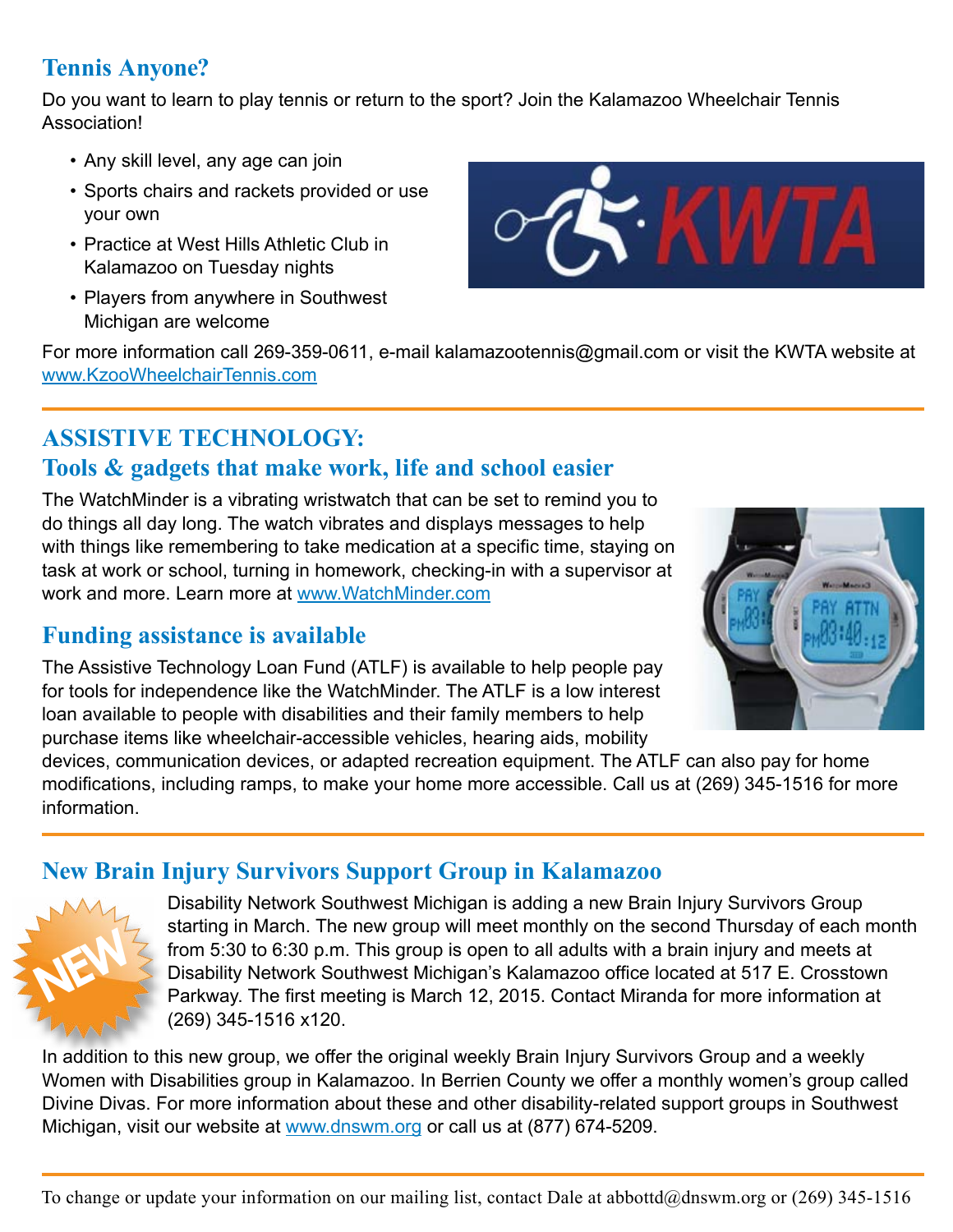## Tennis Anyone?

Do you want to learn to play tennis or return to the sport? Join the Kalamazoo Wheelchair Tennis Association!

- Any skill level, any age can join
- Sports chairs and rackets provided or use your own
- Practice at West Hills Athletic Club in Kalamazoo on Tuesday nights
- Players from anywhere in Southwest Michigan are welcome

For more information call 269-359-0611, e-mail kalamazootennis@gmail.com or visit the KWTA website at www.KzooWheelchairTennis.com

## ASSISTIVE TECHNOLOGY:
## Tools & gadgets that make work, life and school easier

The WatchMinder is a vibrating wristwatch that can be set to remind you to do things all day long. The watch vibrates and displays messages to help with things like remembering to take medication at a specific time, staying on task at work or school, turning in homework, checking-in with a supervisor at work and more. Learn more at www.WatchMinder.com

## Funding assistance is available

The Assistive Technology Loan Fund (ATLF) is available to help people pay for tools for independence like the WatchMinder. The ATLF is a low interest loan available to people with disabilities and their family members to help purchase items like wheelchair-accessible vehicles, hearing aids, mobility devices, communication devices, or adapted recreation equipment. The ATLF can also pay for home modifications, including ramps, to make your home more accessible. Call us at (269) 345-1516 for more information.

## New Brain Injury Survivors Support Group in Kalamazoo

NEW

Disability Network Southwest Michigan is adding a new Brain Injury Survivors Group starting in March. The new group will meet monthly on the second Thursday of each month from 5:30 to 6:30 p.m. This group is open to all adults with a brain injury and meets at Disability Network Southwest Michigan's Kalamazoo office located at 517 E. Crosstown Parkway. The first meeting is March 12, 2015. Contact Miranda for more information at (269) 345-1516 x120.

In addition to this new group, we offer the original weekly Brain Injury Survivors Group and a weekly Women with Disabilities group in Kalamazoo. In Berrien County we offer a monthly women's group called Divine Divas. For more information about these and other disability-related support groups in Southwest Michigan, visit our website at www.dnswm.org or call us at (877) 674-5209.

To change or update your information on our mailing list, contact Dale at abbottd@dnswm.org or (269) 345-1516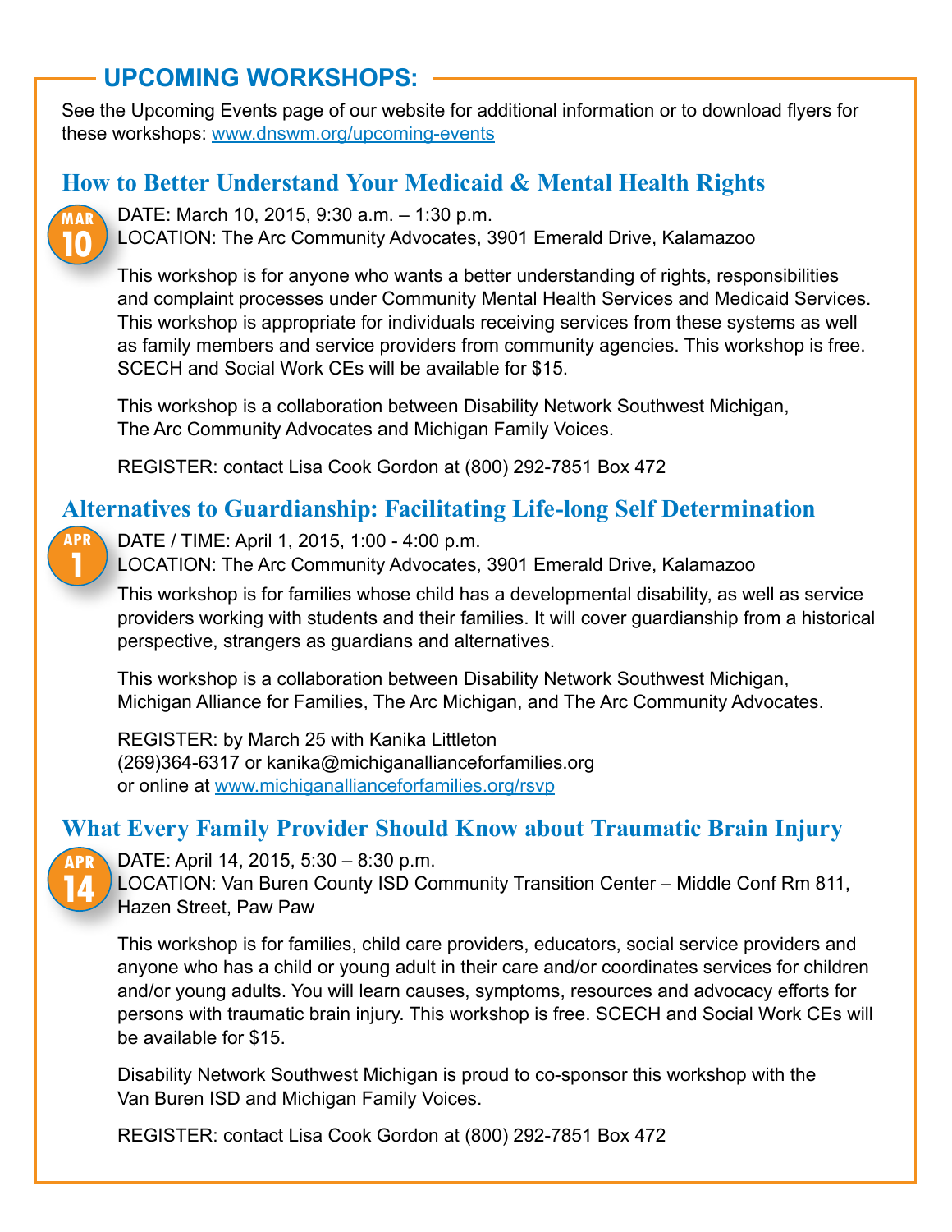## UPCOMING WORKSHOPS:

See the Upcoming Events page of our website for additional information or to download flyers for these workshops: www.dnswm.org/upcoming-events

### How to Better Understand Your Medicaid & Mental Health Rights

**MAR 10**

DATE: March 10, 2015, 9:30 a.m. – 1:30 p.m.
LOCATION: The Arc Community Advocates, 3901 Emerald Drive, Kalamazoo

This workshop is for anyone who wants a better understanding of rights, responsibilities and complaint processes under Community Mental Health Services and Medicaid Services. This workshop is appropriate for individuals receiving services from these systems as well as family members and service providers from community agencies. This workshop is free. SCECH and Social Work CEs will be available for $15.

This workshop is a collaboration between Disability Network Southwest Michigan, The Arc Community Advocates and Michigan Family Voices.

REGISTER: contact Lisa Cook Gordon at (800) 292-7851 Box 472

### Alternatives to Guardianship: Facilitating Life-long Self Determination

**APR 1**

DATE / TIME: April 1, 2015, 1:00 - 4:00 p.m.
LOCATION: The Arc Community Advocates, 3901 Emerald Drive, Kalamazoo

This workshop is for families whose child has a developmental disability, as well as service providers working with students and their families. It will cover guardianship from a historical perspective, strangers as guardians and alternatives.

This workshop is a collaboration between Disability Network Southwest Michigan, Michigan Alliance for Families, The Arc Michigan, and The Arc Community Advocates.

REGISTER: by March 25 with Kanika Littleton
(269)364-6317 or kanika@michiganallianceforfamilies.org
or online at www.michiganallianceforfamilies.org/rsvp

### What Every Family Provider Should Know about Traumatic Brain Injury

**APR 14**

DATE: April 14, 2015, 5:30 – 8:30 p.m.
LOCATION: Van Buren County ISD Community Transition Center – Middle Conf Rm 811, Hazen Street, Paw Paw

This workshop is for families, child care providers, educators, social service providers and anyone who has a child or young adult in their care and/or coordinates services for children and/or young adults. You will learn causes, symptoms, resources and advocacy efforts for persons with traumatic brain injury. This workshop is free. SCECH and Social Work CEs will be available for $15.

Disability Network Southwest Michigan is proud to co-sponsor this workshop with the Van Buren ISD and Michigan Family Voices.

REGISTER: contact Lisa Cook Gordon at (800) 292-7851 Box 472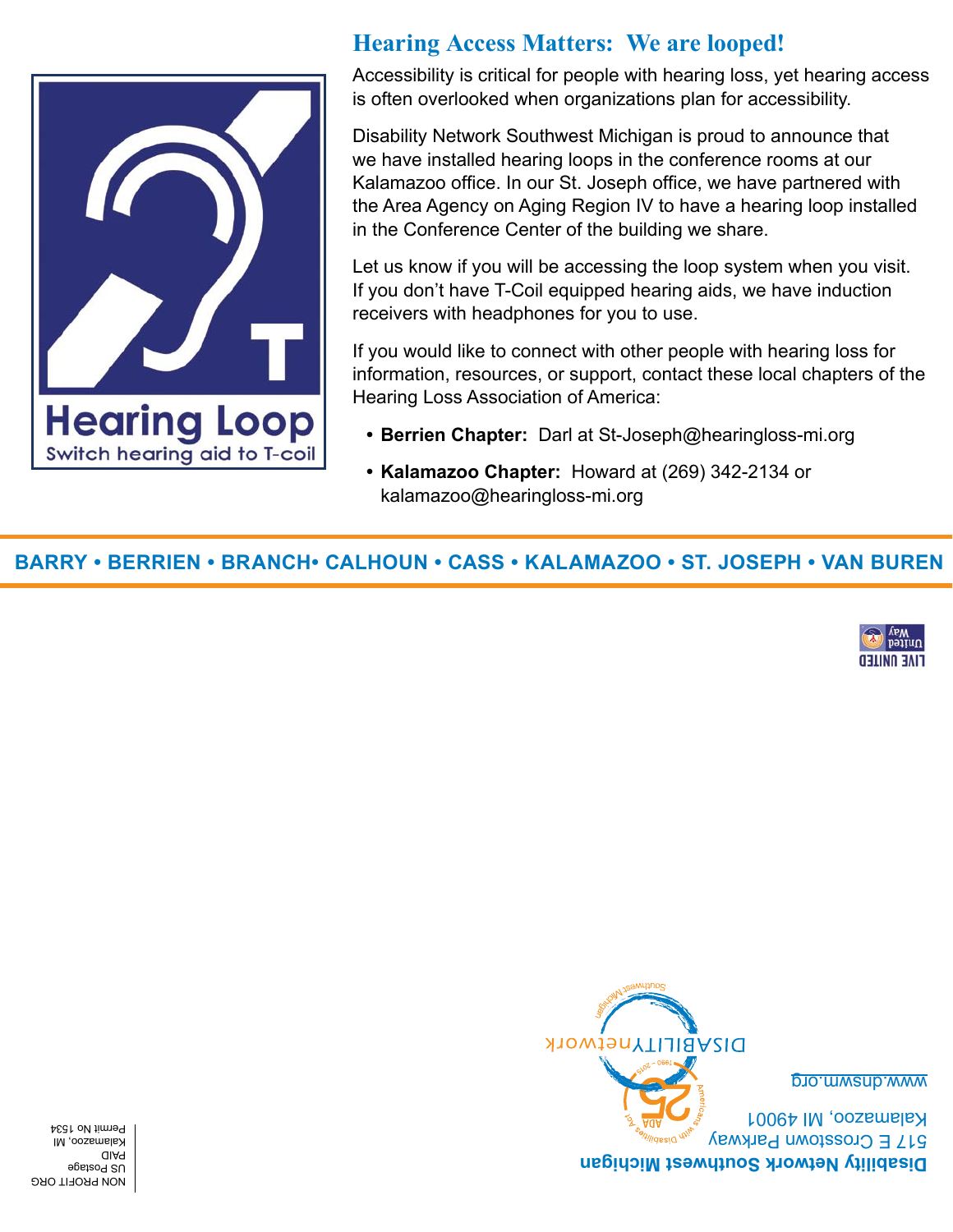Hearing Loop

Switch hearing aid to T-coil

## Hearing Access Matters: We are looped!

Accessibility is critical for people with hearing loss, yet hearing access is often overlooked when organizations plan for accessibility.

Disability Network Southwest Michigan is proud to announce that we have installed hearing loops in the conference rooms at our Kalamazoo office. In our St. Joseph office, we have partnered with the Area Agency on Aging Region IV to have a hearing loop installed in the Conference Center of the building we share.

Let us know if you will be accessing the loop system when you visit. If you don't have T-Coil equipped hearing aids, we have induction receivers with headphones for you to use.

If you would like to connect with other people with hearing loss for information, resources, or support, contact these local chapters of the Hearing Loss Association of America:

- **Berrien Chapter:** Darl at St-Joseph@hearingloss-mi.org
- **Kalamazoo Chapter:** Howard at (269) 342-2134 or kalamazoo@hearingloss-mi.org

**BARRY • BERRIEN • BRANCH• CALHOUN • CASS • KALAMAZOO • ST. JOSEPH • VAN BUREN**

LIVE UNITED
United Way

**Disability Network Southwest Michigan**
517 E Crosstown Parkway
Kalamazoo, MI 49001
www.dnswm.org

Southwest Michigan DISABILITYnetwork

Americans with Disabilities Act ADA 25 1990 - 2015

NON PROFIT ORG
US Postage
PAID
Kalamazoo, MI
Permit No 1534